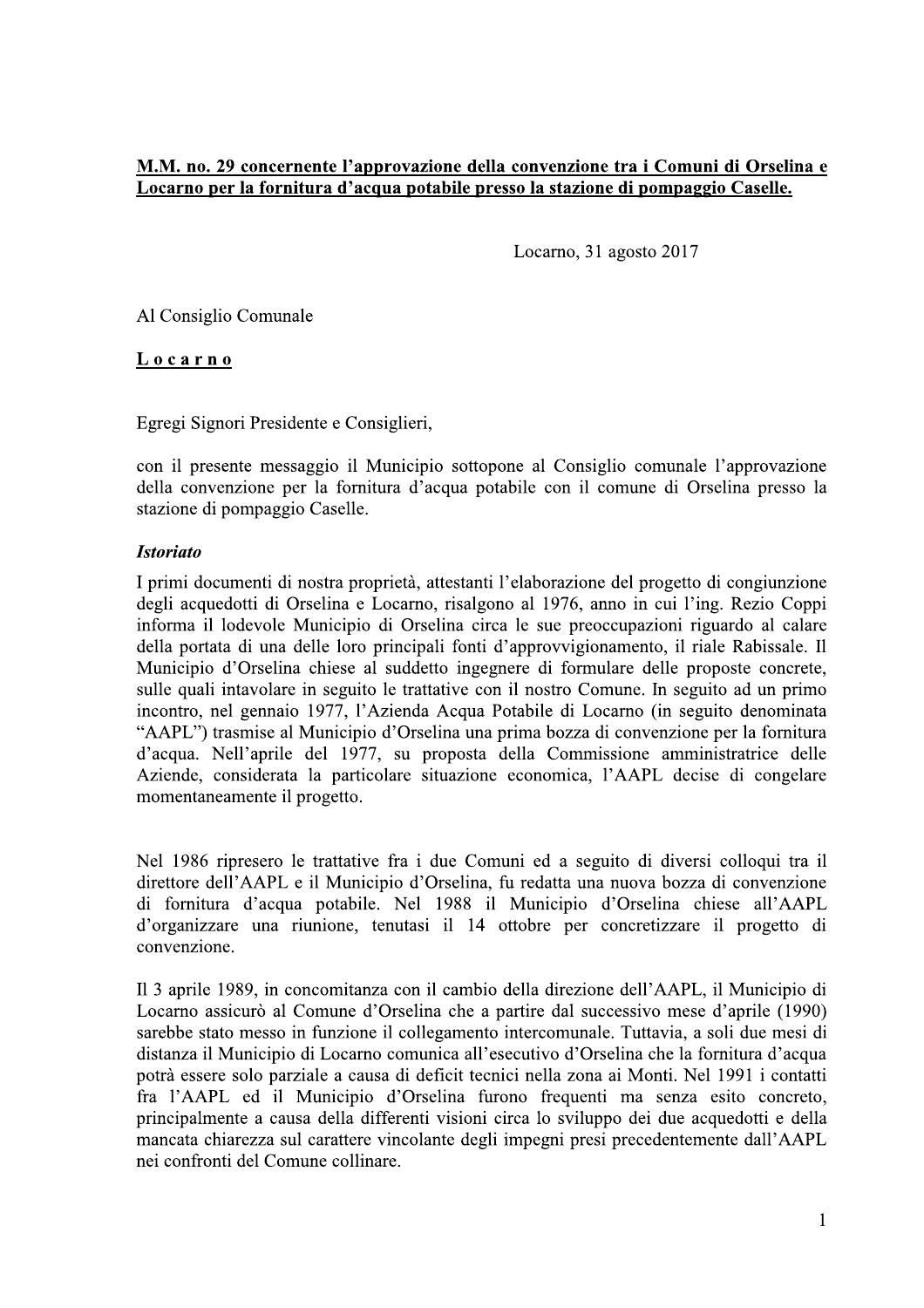**M.M. no. 29 concernente l'approvazione della convenzione tra i Comuni di Orselina e Locarno per la fornitura d'acqua potabile presso la stazione di pompaggio Caselle.**

Locarno, 31 agosto 2017

Al Consiglio Comunale

**L o c a r n o**

Egregi Signori Presidente e Consiglieri,

con il presente messaggio il Municipio sottopone al Consiglio comunale l'approvazione della convenzione per la fornitura d'acqua potabile con il comune di Orselina presso la stazione di pompaggio Caselle.

***Istoriato***

I primi documenti di nostra proprietà, attestanti l'elaborazione del progetto di congiunzione degli acquedotti di Orselina e Locarno, risalgono al 1976, anno in cui l'ing. Rezio Coppi informa il lodevole Municipio di Orselina circa le sue preoccupazioni riguardo al calare della portata di una delle loro principali fonti d'approvvigionamento, il riale Rabissale. Il Municipio d'Orselina chiese al suddetto ingegnere di formulare delle proposte concrete, sulle quali intavolare in seguito le trattative con il nostro Comune. In seguito ad un primo incontro, nel gennaio 1977, l'Azienda Acqua Potabile di Locarno (in seguito denominata "AAPL") trasmise al Municipio d'Orselina una prima bozza di convenzione per la fornitura d'acqua. Nell'aprile del 1977, su proposta della Commissione amministratrice delle Aziende, considerata la particolare situazione economica, l'AAPL decise di congelare momentaneamente il progetto.

Nel 1986 ripresero le trattative fra i due Comuni ed a seguito di diversi colloqui tra il direttore dell'AAPL e il Municipio d'Orselina, fu redatta una nuova bozza di convenzione di fornitura d'acqua potabile. Nel 1988 il Municipio d'Orselina chiese all'AAPL d'organizzare una riunione, tenutasi il 14 ottobre per concretizzare il progetto di convenzione.

Il 3 aprile 1989, in concomitanza con il cambio della direzione dell'AAPL, il Municipio di Locarno assicurò al Comune d'Orselina che a partire dal successivo mese d'aprile (1990) sarebbe stato messo in funzione il collegamento intercomunale. Tuttavia, a soli due mesi di distanza il Municipio di Locarno comunica all'esecutivo d'Orselina che la fornitura d'acqua potrà essere solo parziale a causa di deficit tecnici nella zona ai Monti. Nel 1991 i contatti fra l'AAPL ed il Municipio d'Orselina furono frequenti ma senza esito concreto, principalmente a causa della differenti visioni circa lo sviluppo dei due acquedotti e della mancata chiarezza sul carattere vincolante degli impegni presi precedentemente dall'AAPL nei confronti del Comune collinare.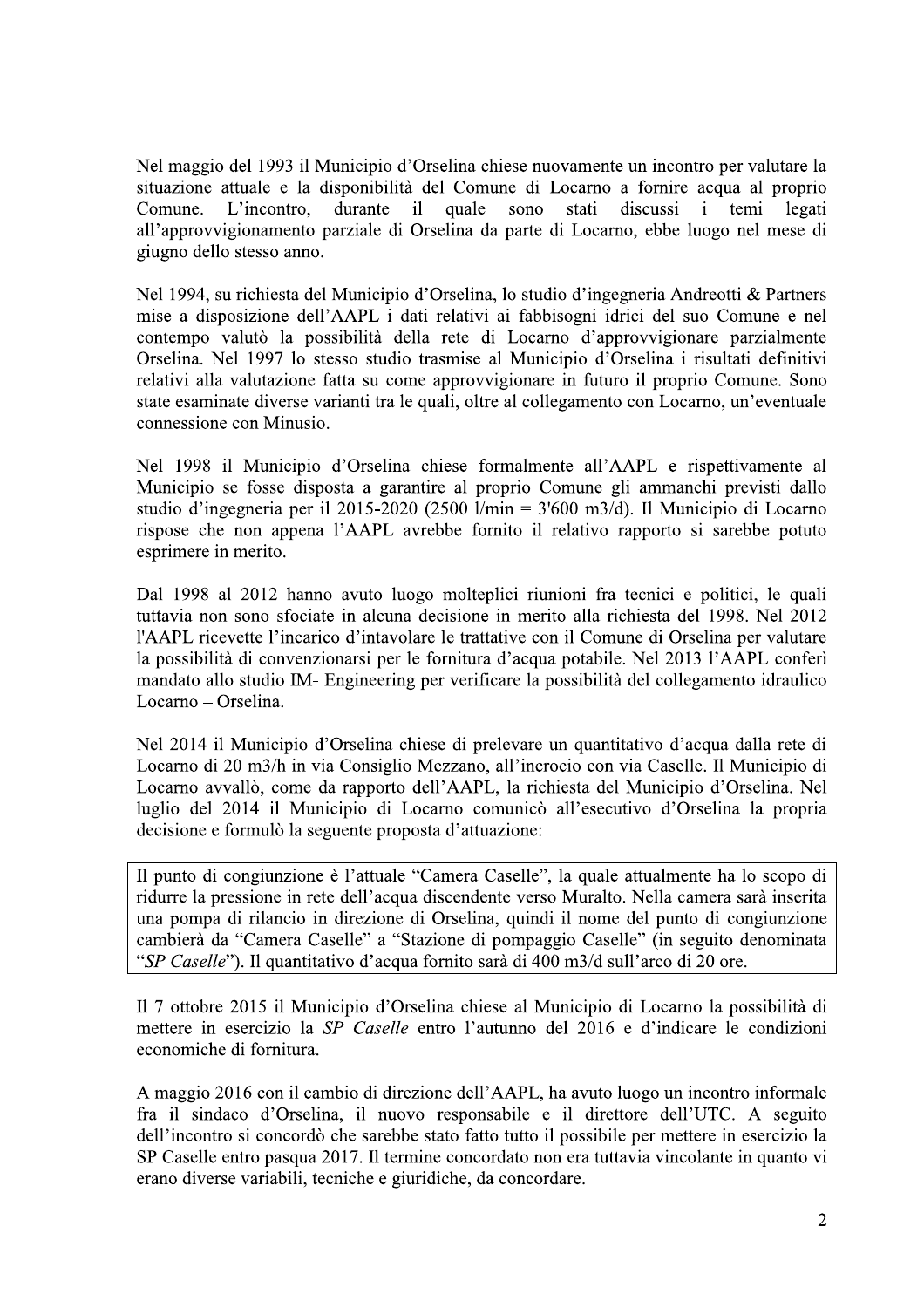Nel maggio del 1993 il Municipio d'Orselina chiese nuovamente un incontro per valutare la situazione attuale e la disponibilità del Comune di Locarno a fornire acqua al proprio Comune. L'incontro, durante il quale sono stati discussi i temi legati all'approvvigionamento parziale di Orselina da parte di Locarno, ebbe luogo nel mese di giugno dello stesso anno.

Nel 1994, su richiesta del Municipio d'Orselina, lo studio d'ingegneria Andreotti & Partners mise a disposizione dell'AAPL i dati relativi ai fabbisogni idrici del suo Comune e nel contempo valutò la possibilità della rete di Locarno d'approvvigionare parzialmente Orselina. Nel 1997 lo stesso studio trasmise al Municipio d'Orselina i risultati definitivi relativi alla valutazione fatta su come approvvigionare in futuro il proprio Comune. Sono state esaminate diverse varianti tra le quali, oltre al collegamento con Locarno, un'eventuale connessione con Minusio.

Nel 1998 il Municipio d'Orselina chiese formalmente all'AAPL e rispettivamente al Municipio se fosse disposta a garantire al proprio Comune gli ammanchi previsti dallo studio d'ingegneria per il 2015-2020 (2500 l/min = 3'600 m3/d). Il Municipio di Locarno rispose che non appena l'AAPL avrebbe fornito il relativo rapporto si sarebbe potuto esprimere in merito.

Dal 1998 al 2012 hanno avuto luogo molteplici riunioni fra tecnici e politici, le quali tuttavia non sono sfociate in alcuna decisione in merito alla richiesta del 1998. Nel 2012 l'AAPL ricevette l'incarico d'intavolare le trattative con il Comune di Orselina per valutare la possibilità di convenzionarsi per le fornitura d'acqua potabile. Nel 2013 l'AAPL conferì mandato allo studio IM- Engineering per verificare la possibilità del collegamento idraulico Locarno – Orselina.

Nel 2014 il Municipio d'Orselina chiese di prelevare un quantitativo d'acqua dalla rete di Locarno di 20 m3/h in via Consiglio Mezzano, all'incrocio con via Caselle. Il Municipio di Locarno avvallò, come da rapporto dell'AAPL, la richiesta del Municipio d'Orselina. Nel luglio del 2014 il Municipio di Locarno comunicò all'esecutivo d'Orselina la propria decisione e formulò la seguente proposta d'attuazione:

> Il punto di congiunzione è l'attuale "Camera Caselle", la quale attualmente ha lo scopo di ridurre la pressione in rete dell'acqua discendente verso Muralto. Nella camera sarà inserita una pompa di rilancio in direzione di Orselina, quindi il nome del punto di congiunzione cambierà da "Camera Caselle" a "Stazione di pompaggio Caselle" (in seguito denominata "*SP Caselle*"). Il quantitativo d'acqua fornito sarà di 400 m3/d sull'arco di 20 ore.

Il 7 ottobre 2015 il Municipio d'Orselina chiese al Municipio di Locarno la possibilità di mettere in esercizio la *SP Caselle* entro l'autunno del 2016 e d'indicare le condizioni economiche di fornitura.

A maggio 2016 con il cambio di direzione dell'AAPL, ha avuto luogo un incontro informale fra il sindaco d'Orselina, il nuovo responsabile e il direttore dell'UTC. A seguito dell'incontro si concordò che sarebbe stato fatto tutto il possibile per mettere in esercizio la SP Caselle entro pasqua 2017. Il termine concordato non era tuttavia vincolante in quanto vi erano diverse variabili, tecniche e giuridiche, da concordare.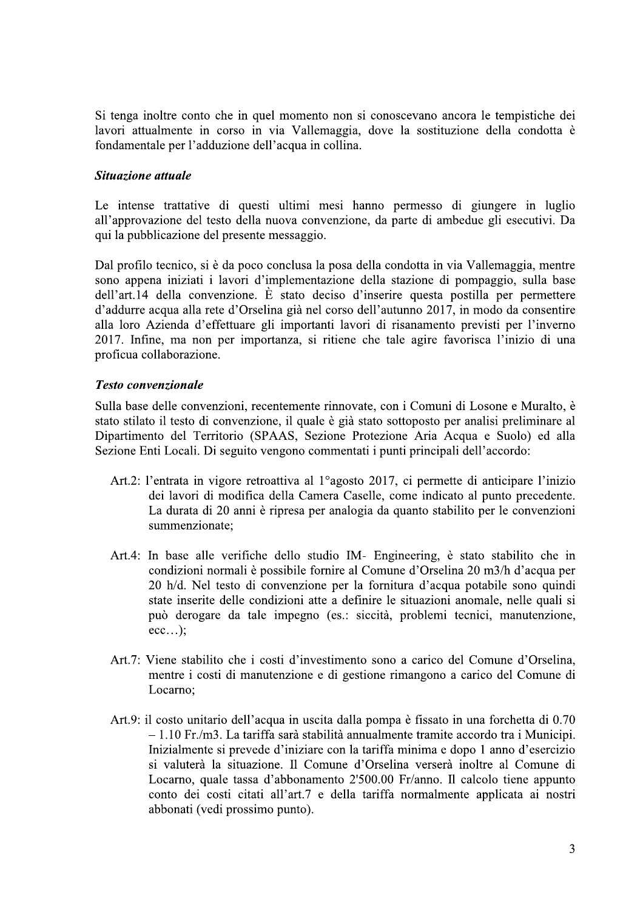Si tenga inoltre conto che in quel momento non si conoscevano ancora le tempistiche dei lavori attualmente in corso in via Vallemaggia, dove la sostituzione della condotta è fondamentale per l'adduzione dell'acqua in collina.

***Situazione attuale***

Le intense trattative di questi ultimi mesi hanno permesso di giungere in luglio all'approvazione del testo della nuova convenzione, da parte di ambedue gli esecutivi. Da qui la pubblicazione del presente messaggio.

Dal profilo tecnico, si è da poco conclusa la posa della condotta in via Vallemaggia, mentre sono appena iniziati i lavori d'implementazione della stazione di pompaggio, sulla base dell'art.14 della convenzione. È stato deciso d'inserire questa postilla per permettere d'addurre acqua alla rete d'Orselina già nel corso dell'autunno 2017, in modo da consentire alla loro Azienda d'effettuare gli importanti lavori di risanamento previsti per l'inverno 2017. Infine, ma non per importanza, si ritiene che tale agire favorisca l'inizio di una proficua collaborazione.

***Testo convenzionale***

Sulla base delle convenzioni, recentemente rinnovate, con i Comuni di Losone e Muralto, è stato stilato il testo di convenzione, il quale è già stato sottoposto per analisi preliminare al Dipartimento del Territorio (SPAAS, Sezione Protezione Aria Acqua e Suolo) ed alla Sezione Enti Locali. Di seguito vengono commentati i punti principali dell'accordo:

Art.2: l'entrata in vigore retroattiva al 1°agosto 2017, ci permette di anticipare l'inizio dei lavori di modifica della Camera Caselle, come indicato al punto precedente. La durata di 20 anni è ripresa per analogia da quanto stabilito per le convenzioni summenzionate;

Art.4: In base alle verifiche dello studio IM- Engineering, è stato stabilito che in condizioni normali è possibile fornire al Comune d'Orselina 20 m3/h d'acqua per 20 h/d. Nel testo di convenzione per la fornitura d'acqua potabile sono quindi state inserite delle condizioni atte a definire le situazioni anomale, nelle quali si può derogare da tale impegno (es.: siccità, problemi tecnici, manutenzione, ecc…);

Art.7: Viene stabilito che i costi d'investimento sono a carico del Comune d'Orselina, mentre i costi di manutenzione e di gestione rimangono a carico del Comune di Locarno;

Art.9: il costo unitario dell'acqua in uscita dalla pompa è fissato in una forchetta di 0.70 – 1.10 Fr./m3. La tariffa sarà stabilità annualmente tramite accordo tra i Municipi. Inizialmente si prevede d'iniziare con la tariffa minima e dopo 1 anno d'esercizio si valuterà la situazione. Il Comune d'Orselina verserà inoltre al Comune di Locarno, quale tassa d'abbonamento 2'500.00 Fr/anno. Il calcolo tiene appunto conto dei costi citati all'art.7 e della tariffa normalmente applicata ai nostri abbonati (vedi prossimo punto).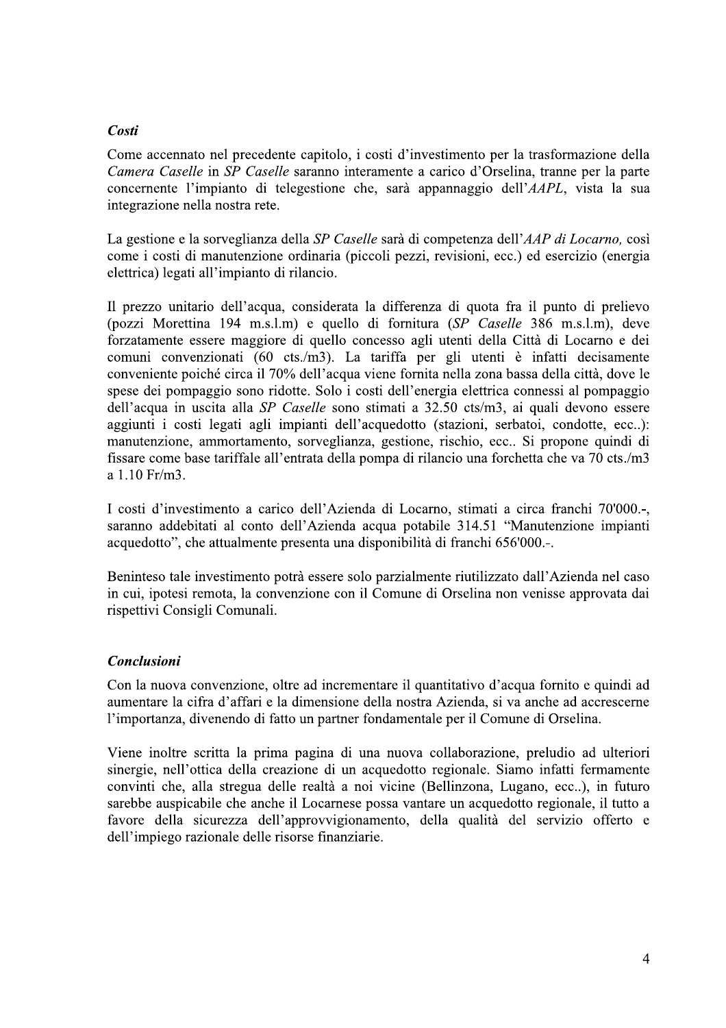### *Costi*

Come accennato nel precedente capitolo, i costi d'investimento per la trasformazione della *Camera Caselle* in *SP Caselle* saranno interamente a carico d'Orselina, tranne per la parte concernente l'impianto di telegestione che, sarà appannaggio dell'*AAPL*, vista la sua integrazione nella nostra rete.

La gestione e la sorveglianza della *SP Caselle* sarà di competenza dell'*AAP di Locarno,* così come i costi di manutenzione ordinaria (piccoli pezzi, revisioni, ecc.) ed esercizio (energia elettrica) legati all'impianto di rilancio.

Il prezzo unitario dell'acqua, considerata la differenza di quota fra il punto di prelievo (pozzi Morettina 194 m.s.l.m) e quello di fornitura (*SP Caselle* 386 m.s.l.m), deve forzatamente essere maggiore di quello concesso agli utenti della Città di Locarno e dei comuni convenzionati (60 cts./m3). La tariffa per gli utenti è infatti decisamente conveniente poiché circa il 70% dell'acqua viene fornita nella zona bassa della città, dove le spese dei pompaggio sono ridotte. Solo i costi dell'energia elettrica connessi al pompaggio dell'acqua in uscita alla *SP Caselle* sono stimati a 32.50 cts/m3, ai quali devono essere aggiunti i costi legati agli impianti dell'acquedotto (stazioni, serbatoi, condotte, ecc..): manutenzione, ammortamento, sorveglianza, gestione, rischio, ecc.. Si propone quindi di fissare come base tariffale all'entrata della pompa di rilancio una forchetta che va 70 cts./m3 a 1.10 Fr/m3.

I costi d'investimento a carico dell'Azienda di Locarno, stimati a circa franchi 70'000.-, saranno addebitati al conto dell'Azienda acqua potabile 314.51 "Manutenzione impianti acquedotto", che attualmente presenta una disponibilità di franchi 656'000.-.

Beninteso tale investimento potrà essere solo parzialmente riutilizzato dall'Azienda nel caso in cui, ipotesi remota, la convenzione con il Comune di Orselina non venisse approvata dai rispettivi Consigli Comunali.

### *Conclusioni*

Con la nuova convenzione, oltre ad incrementare il quantitativo d'acqua fornito e quindi ad aumentare la cifra d'affari e la dimensione della nostra Azienda, si va anche ad accrescerne l'importanza, divenendo di fatto un partner fondamentale per il Comune di Orselina.

Viene inoltre scritta la prima pagina di una nuova collaborazione, preludio ad ulteriori sinergie, nell'ottica della creazione di un acquedotto regionale. Siamo infatti fermamente convinti che, alla stregua delle realtà a noi vicine (Bellinzona, Lugano, ecc..), in futuro sarebbe auspicabile che anche il Locarnese possa vantare un acquedotto regionale, il tutto a favore della sicurezza dell'approvvigionamento, della qualità del servizio offerto e dell'impiego razionale delle risorse finanziarie.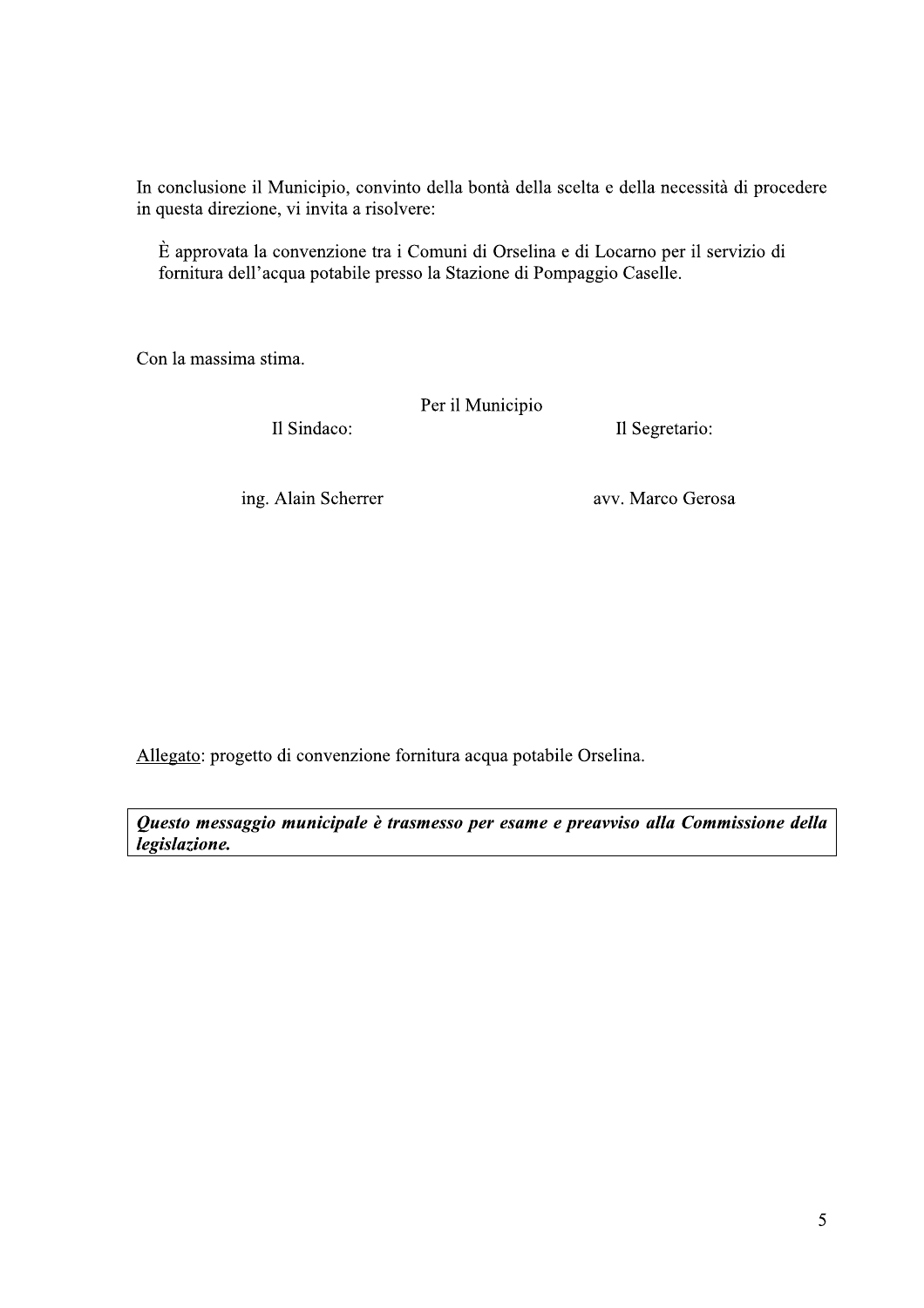In conclusione il Municipio, convinto della bontà della scelta e della necessità di procedere in questa direzione, vi invita a risolvere:

> È approvata la convenzione tra i Comuni di Orselina e di Locarno per il servizio di fornitura dell'acqua potabile presso la Stazione di Pompaggio Caselle.

Con la massima stima.

Per il Municipio

| Il Sindaco: | Il Segretario: |
|---|---|
| ing. Alain Scherrer | avv. Marco Gerosa |

Allegato: progetto di convenzione fornitura acqua potabile Orselina.

***Questo messaggio municipale è trasmesso per esame e preavviso alla Commissione della legislazione.***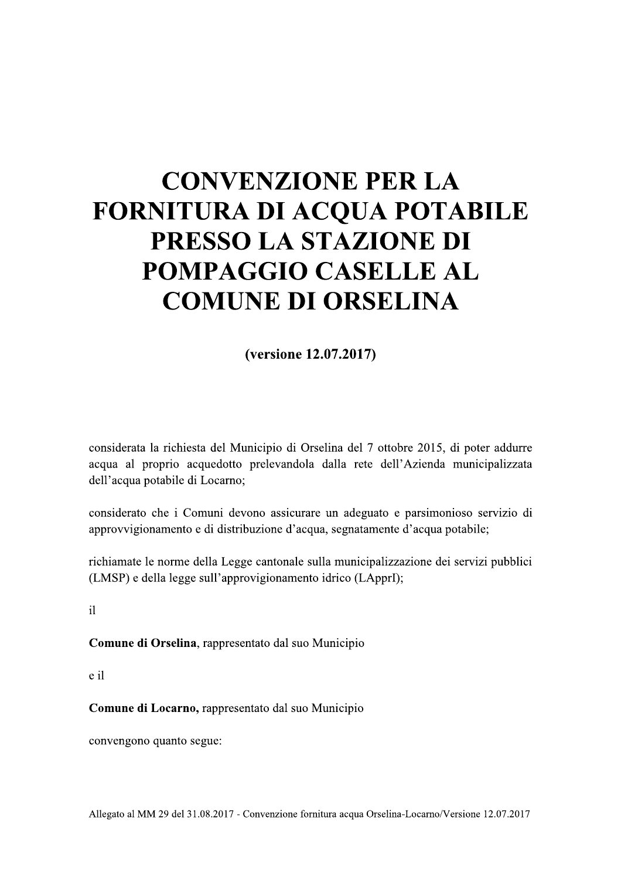# CONVENZIONE PER LA FORNITURA DI ACQUA POTABILE PRESSO LA STAZIONE DI POMPAGGIO CASELLE AL COMUNE DI ORSELINA

**(versione 12.07.2017)**

considerata la richiesta del Municipio di Orselina del 7 ottobre 2015, di poter addurre acqua al proprio acquedotto prelevandola dalla rete dell'Azienda municipalizzata dell'acqua potabile di Locarno;

considerato che i Comuni devono assicurare un adeguato e parsimonioso servizio di approvvigionamento e di distribuzione d'acqua, segnatamente d'acqua potabile;

richiamate le norme della Legge cantonale sulla municipalizzazione dei servizi pubblici (LMSP) e della legge sull'approvigionamento idrico (LApprI);

il

**Comune di Orselina**, rappresentato dal suo Municipio

e il

**Comune di Locarno,** rappresentato dal suo Municipio

convengono quanto segue:

Allegato al MM 29 del 31.08.2017 - Convenzione fornitura acqua Orselina-Locarno/Versione 12.07.2017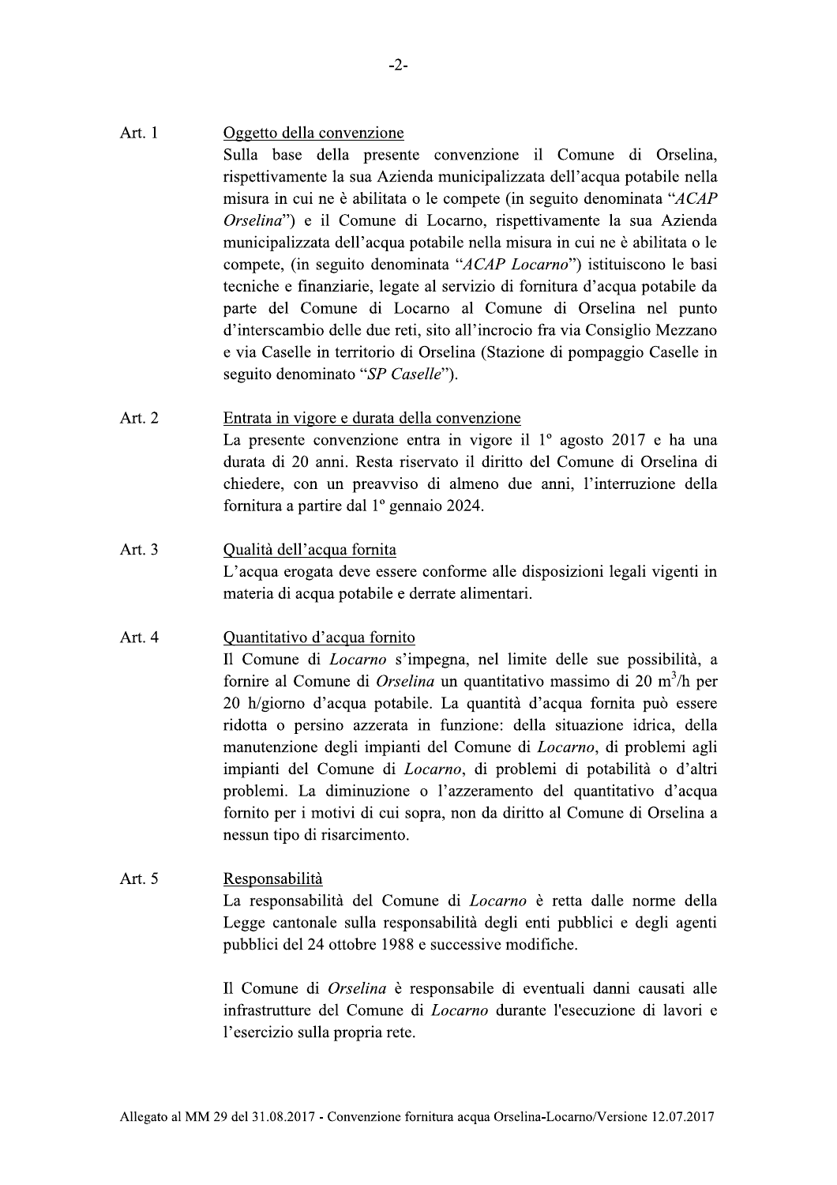**Art. 1** <u>Oggetto della convenzione</u>

Sulla base della presente convenzione il Comune di Orselina, rispettivamente la sua Azienda municipalizzata dell'acqua potabile nella misura in cui ne è abilitata o le compete (in seguito denominata "*ACAP Orselina*") e il Comune di Locarno, rispettivamente la sua Azienda municipalizzata dell'acqua potabile nella misura in cui ne è abilitata o le compete, (in seguito denominata "*ACAP Locarno*") istituiscono le basi tecniche e finanziarie, legate al servizio di fornitura d'acqua potabile da parte del Comune di Locarno al Comune di Orselina nel punto d'interscambio delle due reti, sito all'incrocio fra via Consiglio Mezzano e via Caselle in territorio di Orselina (Stazione di pompaggio Caselle in seguito denominato "*SP Caselle*").

**Art. 2** <u>Entrata in vigore e durata della convenzione</u>

La presente convenzione entra in vigore il 1° agosto 2017 e ha una durata di 20 anni. Resta riservato il diritto del Comune di Orselina di chiedere, con un preavviso di almeno due anni, l'interruzione della fornitura a partire dal 1° gennaio 2024.

**Art. 3** <u>Qualità dell'acqua fornita</u>

L'acqua erogata deve essere conforme alle disposizioni legali vigenti in materia di acqua potabile e derrate alimentari.

**Art. 4** <u>Quantitativo d'acqua fornito</u>

Il Comune di *Locarno* s'impegna, nel limite delle sue possibilità, a fornire al Comune di *Orselina* un quantitativo massimo di 20 $m^3$/h per 20 h/giorno d'acqua potabile. La quantità d'acqua fornita può essere ridotta o persino azzerata in funzione: della situazione idrica, della manutenzione degli impianti del Comune di *Locarno*, di problemi agli impianti del Comune di *Locarno*, di problemi di potabilità o d'altri problemi. La diminuzione o l'azzeramento del quantitativo d'acqua fornito per i motivi di cui sopra, non da diritto al Comune di Orselina a nessun tipo di risarcimento.

**Art. 5** <u>Responsabilità</u>

La responsabilità del Comune di *Locarno* è retta dalle norme della Legge cantonale sulla responsabilità degli enti pubblici e degli agenti pubblici del 24 ottobre 1988 e successive modifiche.

Il Comune di *Orselina* è responsabile di eventuali danni causati alle infrastrutture del Comune di *Locarno* durante l'esecuzione di lavori e l'esercizio sulla propria rete.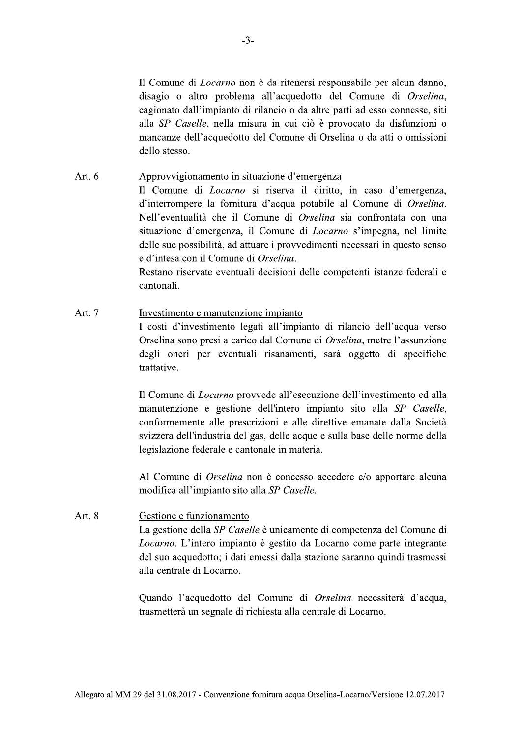Il Comune di *Locarno* non è da ritenersi responsabile per alcun danno, disagio o altro problema all'acquedotto del Comune di *Orselina*, cagionato dall'impianto di rilancio o da altre parti ad esso connesse, siti alla *SP Caselle*, nella misura in cui ciò è provocato da disfunzioni o mancanze dell'acquedotto del Comune di Orselina o da atti o omissioni dello stesso.

Art. 6 Approvvigionamento in situazione d'emergenza

Il Comune di *Locarno* si riserva il diritto, in caso d'emergenza, d'interrompere la fornitura d'acqua potabile al Comune di *Orselina*. Nell'eventualità che il Comune di *Orselina* sia confrontata con una situazione d'emergenza, il Comune di *Locarno* s'impegna, nel limite delle sue possibilità, ad attuare i provvedimenti necessari in questo senso e d'intesa con il Comune di *Orselina*.

Restano riservate eventuali decisioni delle competenti istanze federali e cantonali.

Art. 7 Investimento e manutenzione impianto

I costi d'investimento legati all'impianto di rilancio dell'acqua verso Orselina sono presi a carico dal Comune di *Orselina*, metre l'assunzione degli oneri per eventuali risanamenti, sarà oggetto di specifiche trattative.

Il Comune di *Locarno* provvede all'esecuzione dell'investimento ed alla manutenzione e gestione dell'intero impianto sito alla *SP Caselle*, conformemente alle prescrizioni e alle direttive emanate dalla Società svizzera dell'industria del gas, delle acque e sulla base delle norme della legislazione federale e cantonale in materia.

Al Comune di *Orselina* non è concesso accedere e/o apportare alcuna modifica all'impianto sito alla *SP Caselle*.

Art. 8 Gestione e funzionamento

La gestione della *SP Caselle* è unicamente di competenza del Comune di *Locarno*. L'intero impianto è gestito da Locarno come parte integrante del suo acquedotto; i dati emessi dalla stazione saranno quindi trasmessi alla centrale di Locarno.

Quando l'acquedotto del Comune di *Orselina* necessiterà d'acqua, trasmetterà un segnale di richiesta alla centrale di Locarno.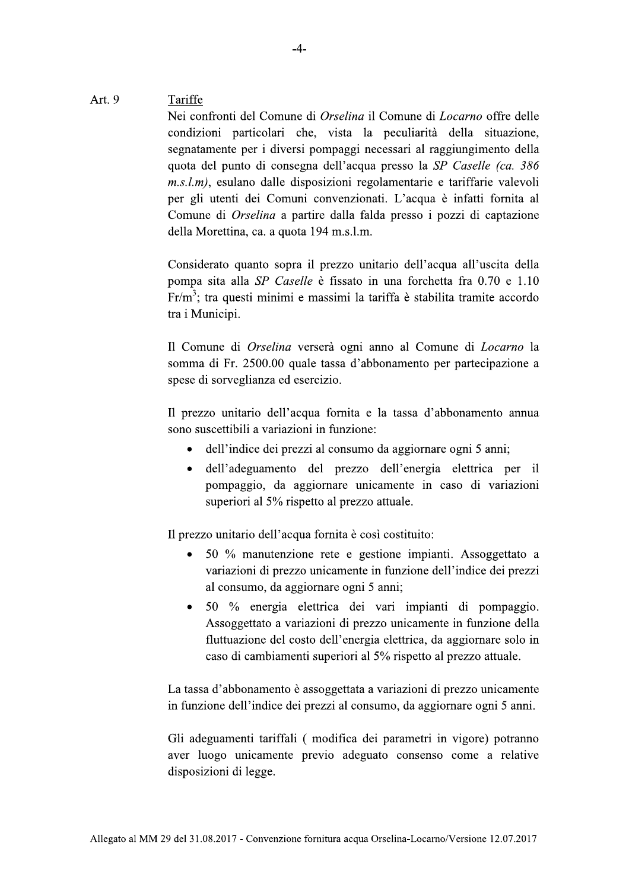Art. 9 <u>Tariffe</u>

Nei confronti del Comune di *Orselina* il Comune di *Locarno* offre delle condizioni particolari che, vista la peculiarità della situazione, segnatamente per i diversi pompaggi necessari al raggiungimento della quota del punto di consegna dell'acqua presso la *SP Caselle (ca. 386 m.s.l.m)*, esulano dalle disposizioni regolamentarie e tariffarie valevoli per gli utenti dei Comuni convenzionati. L'acqua è infatti fornita al Comune di *Orselina* a partire dalla falda presso i pozzi di captazione della Morettina, ca. a quota 194 m.s.l.m.

Considerato quanto sopra il prezzo unitario dell'acqua all'uscita della pompa sita alla *SP Caselle* è fissato in una forchetta fra 0.70 e 1.10 Fr/m$^3$; tra questi minimi e massimi la tariffa è stabilita tramite accordo tra i Municipi.

Il Comune di *Orselina* verserà ogni anno al Comune di *Locarno* la somma di Fr. 2500.00 quale tassa d'abbonamento per partecipazione a spese di sorveglianza ed esercizio.

Il prezzo unitario dell'acqua fornita e la tassa d'abbonamento annua sono suscettibili a variazioni in funzione:

- dell'indice dei prezzi al consumo da aggiornare ogni 5 anni;
- dell'adeguamento del prezzo dell'energia elettrica per il pompaggio, da aggiornare unicamente in caso di variazioni superiori al 5% rispetto al prezzo attuale.

Il prezzo unitario dell'acqua fornita è così costituito:

- 50 % manutenzione rete e gestione impianti. Assoggettato a variazioni di prezzo unicamente in funzione dell'indice dei prezzi al consumo, da aggiornare ogni 5 anni;
- 50 % energia elettrica dei vari impianti di pompaggio. Assoggettato a variazioni di prezzo unicamente in funzione della fluttuazione del costo dell'energia elettrica, da aggiornare solo in caso di cambiamenti superiori al 5% rispetto al prezzo attuale.

La tassa d'abbonamento è assoggettata a variazioni di prezzo unicamente in funzione dell'indice dei prezzi al consumo, da aggiornare ogni 5 anni.

Gli adeguamenti tariffali ( modifica dei parametri in vigore) potranno aver luogo unicamente previo adeguato consenso come a relative disposizioni di legge.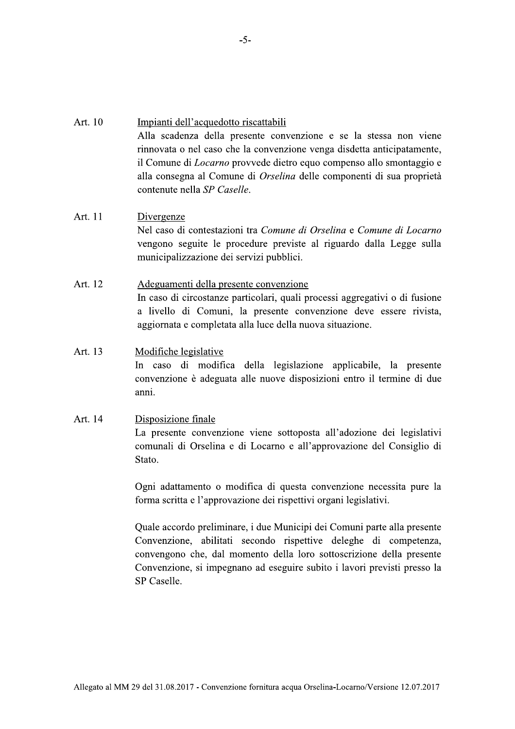Art. 10 <u>Impianti dell'acquedotto riscattabili</u>

Alla scadenza della presente convenzione e se la stessa non viene rinnovata o nel caso che la convenzione venga disdetta anticipatamente, il Comune di *Locarno* provvede dietro equo compenso allo smontaggio e alla consegna al Comune di *Orselina* delle componenti di sua proprietà contenute nella *SP Caselle*.

Art. 11 <u>Divergenze</u>

Nel caso di contestazioni tra *Comune di Orselina* e *Comune di Locarno* vengono seguite le procedure previste al riguardo dalla Legge sulla municipalizzazione dei servizi pubblici.

Art. 12 <u>Adeguamenti della presente convenzione</u>

In caso di circostanze particolari, quali processi aggregativi o di fusione a livello di Comuni, la presente convenzione deve essere rivista, aggiornata e completata alla luce della nuova situazione.

Art. 13 <u>Modifiche legislative</u>

In caso di modifica della legislazione applicabile, la presente convenzione è adeguata alle nuove disposizioni entro il termine di due anni.

Art. 14 <u>Disposizione finale</u>

La presente convenzione viene sottoposta all'adozione dei legislativi comunali di Orselina e di Locarno e all'approvazione del Consiglio di Stato.

Ogni adattamento o modifica di questa convenzione necessita pure la forma scritta e l'approvazione dei rispettivi organi legislativi.

Quale accordo preliminare, i due Municipi dei Comuni parte alla presente Convenzione, abilitati secondo rispettive deleghe di competenza, convengono che, dal momento della loro sottoscrizione della presente Convenzione, si impegnano ad eseguire subito i lavori previsti presso la SP Caselle.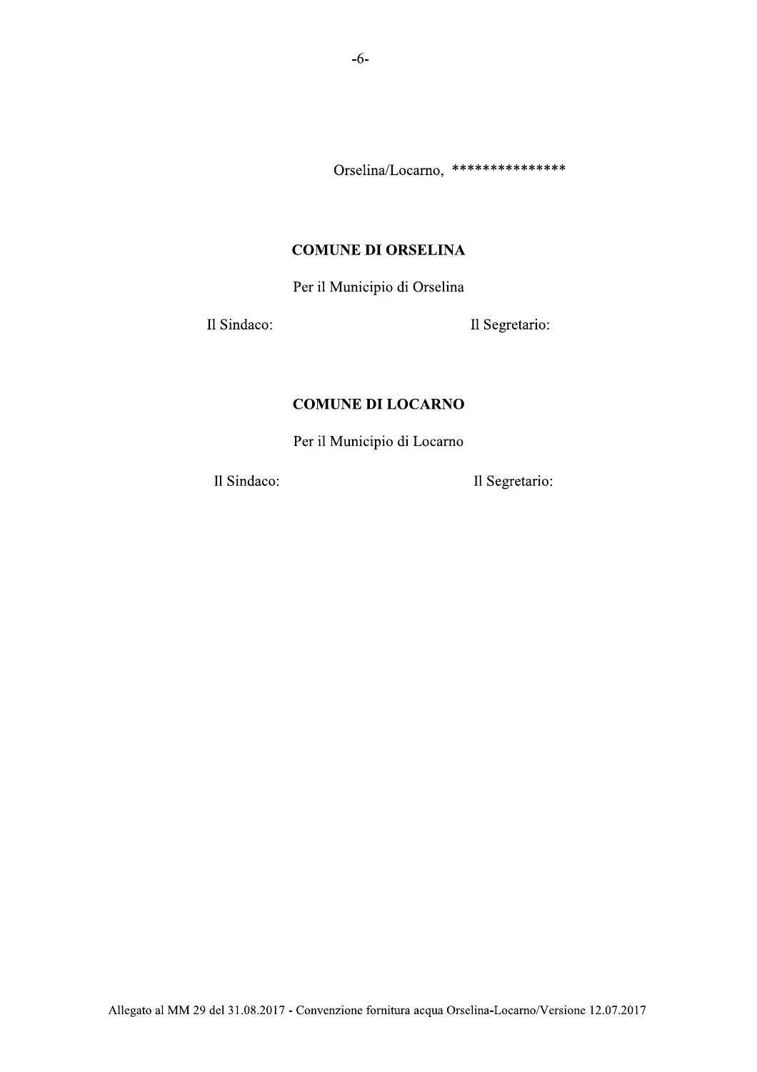Orselina/Locarno, ***************

**COMUNE DI ORSELINA**

Per il Municipio di Orselina

Il Sindaco: Il Segretario:

**COMUNE DI LOCARNO**

Per il Municipio di Locarno

Il Sindaco: Il Segretario: